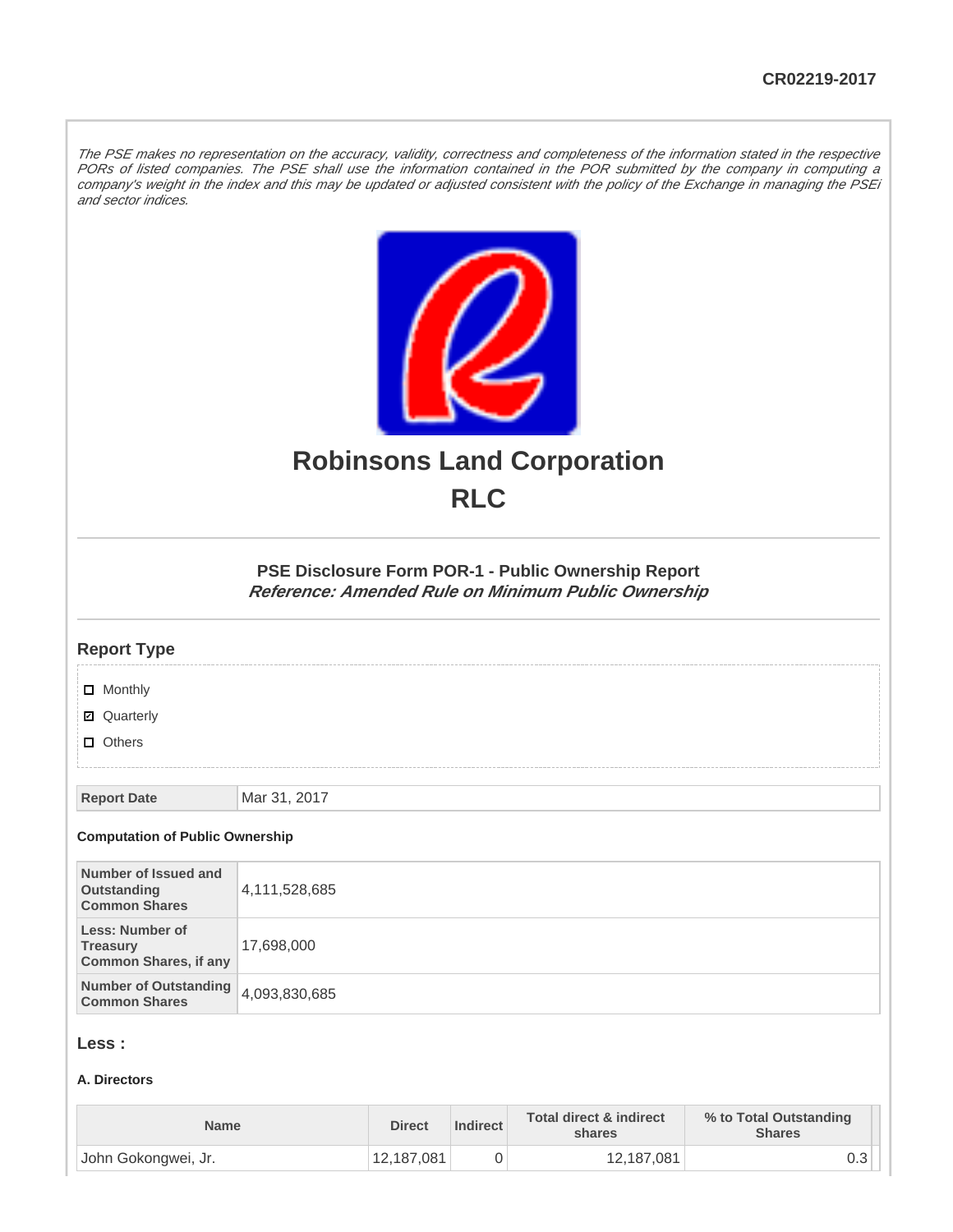CR02219-2017

*The PSE makes no representation on the accuracy, validity, correctness and completeness of the information stated in the respective PORs of listed companies. The PSE shall use the information contained in the POR submitted by the company in computing a company's weight in the index and this may be updated or adjusted consistent with the policy of the Exchange in managing the PSEi and sector indices.*

# Robinsons Land Corporation
# RLC

### PSE Disclosure Form POR-1 - Public Ownership Report
***Reference: Amended Rule on Minimum Public Ownership***

## Report Type

- [ ] Monthly
- [x] Quarterly
- [ ] Others

| Report Date | Mar 31, 2017 |
|---|---|

**Computation of Public Ownership**

| Number of Issued and Outstanding Common Shares | 4,111,528,685 |
|---|---|
| Less: Number of Treasury Common Shares, if any | 17,698,000 |
| Number of Outstanding Common Shares | 4,093,830,685 |

## Less :

**A. Directors**

| Name | Direct | Indirect | Total direct & indirect shares | % to Total Outstanding Shares |
|---|---|---|---|---|
| John Gokongwei, Jr. | 12,187,081 | 0 | 12,187,081 | 0.3 |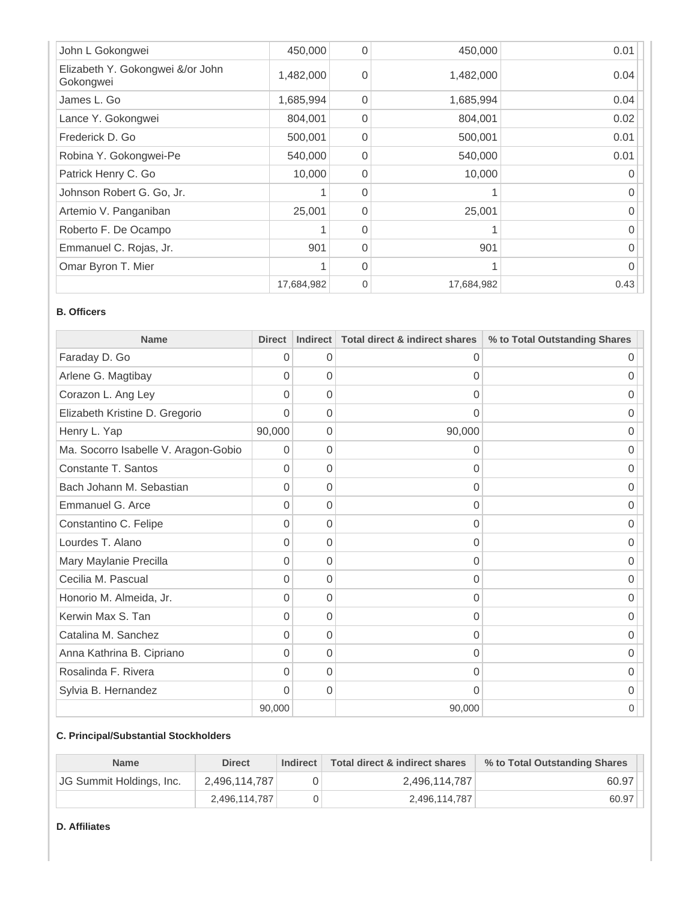| | | | | |
|---|---|---|---|---|
| John L Gokongwei | 450,000 | 0 | 450,000 | 0.01 |
| Elizabeth Y. Gokongwei &/or John Gokongwei | 1,482,000 | 0 | 1,482,000 | 0.04 |
| James L. Go | 1,685,994 | 0 | 1,685,994 | 0.04 |
| Lance Y. Gokongwei | 804,001 | 0 | 804,001 | 0.02 |
| Frederick D. Go | 500,001 | 0 | 500,001 | 0.01 |
| Robina Y. Gokongwei-Pe | 540,000 | 0 | 540,000 | 0.01 |
| Patrick Henry C. Go | 10,000 | 0 | 10,000 | 0 |
| Johnson Robert G. Go, Jr. | 1 | 0 | 1 | 0 |
| Artemio V. Panganiban | 25,001 | 0 | 25,001 | 0 |
| Roberto F. De Ocampo | 1 | 0 | 1 | 0 |
| Emmanuel C. Rojas, Jr. | 901 | 0 | 901 | 0 |
| Omar Byron T. Mier | 1 | 0 | 1 | 0 |
| | 17,684,982 | 0 | 17,684,982 | 0.43 |

**B. Officers**

| Name | Direct | Indirect | Total direct & indirect shares | % to Total Outstanding Shares |
|---|---|---|---|---|
| Faraday D. Go | 0 | 0 | 0 | 0 |
| Arlene G. Magtibay | 0 | 0 | 0 | 0 |
| Corazon L. Ang Ley | 0 | 0 | 0 | 0 |
| Elizabeth Kristine D. Gregorio | 0 | 0 | 0 | 0 |
| Henry L. Yap | 90,000 | 0 | 90,000 | 0 |
| Ma. Socorro Isabelle V. Aragon-Gobio | 0 | 0 | 0 | 0 |
| Constante T. Santos | 0 | 0 | 0 | 0 |
| Bach Johann M. Sebastian | 0 | 0 | 0 | 0 |
| Emmanuel G. Arce | 0 | 0 | 0 | 0 |
| Constantino C. Felipe | 0 | 0 | 0 | 0 |
| Lourdes T. Alano | 0 | 0 | 0 | 0 |
| Mary Maylanie Precilla | 0 | 0 | 0 | 0 |
| Cecilia M. Pascual | 0 | 0 | 0 | 0 |
| Honorio M. Almeida, Jr. | 0 | 0 | 0 | 0 |
| Kerwin Max S. Tan | 0 | 0 | 0 | 0 |
| Catalina M. Sanchez | 0 | 0 | 0 | 0 |
| Anna Kathrina B. Cipriano | 0 | 0 | 0 | 0 |
| Rosalinda F. Rivera | 0 | 0 | 0 | 0 |
| Sylvia B. Hernandez | 0 | 0 | 0 | 0 |
| | 90,000 | | 90,000 | 0 |

**C. Principal/Substantial Stockholders**

| Name | Direct | Indirect | Total direct & indirect shares | % to Total Outstanding Shares |
|---|---|---|---|---|
| JG Summit Holdings, Inc. | 2,496,114,787 | 0 | 2,496,114,787 | 60.97 |
| | 2,496,114,787 | 0 | 2,496,114,787 | 60.97 |

**D. Affiliates**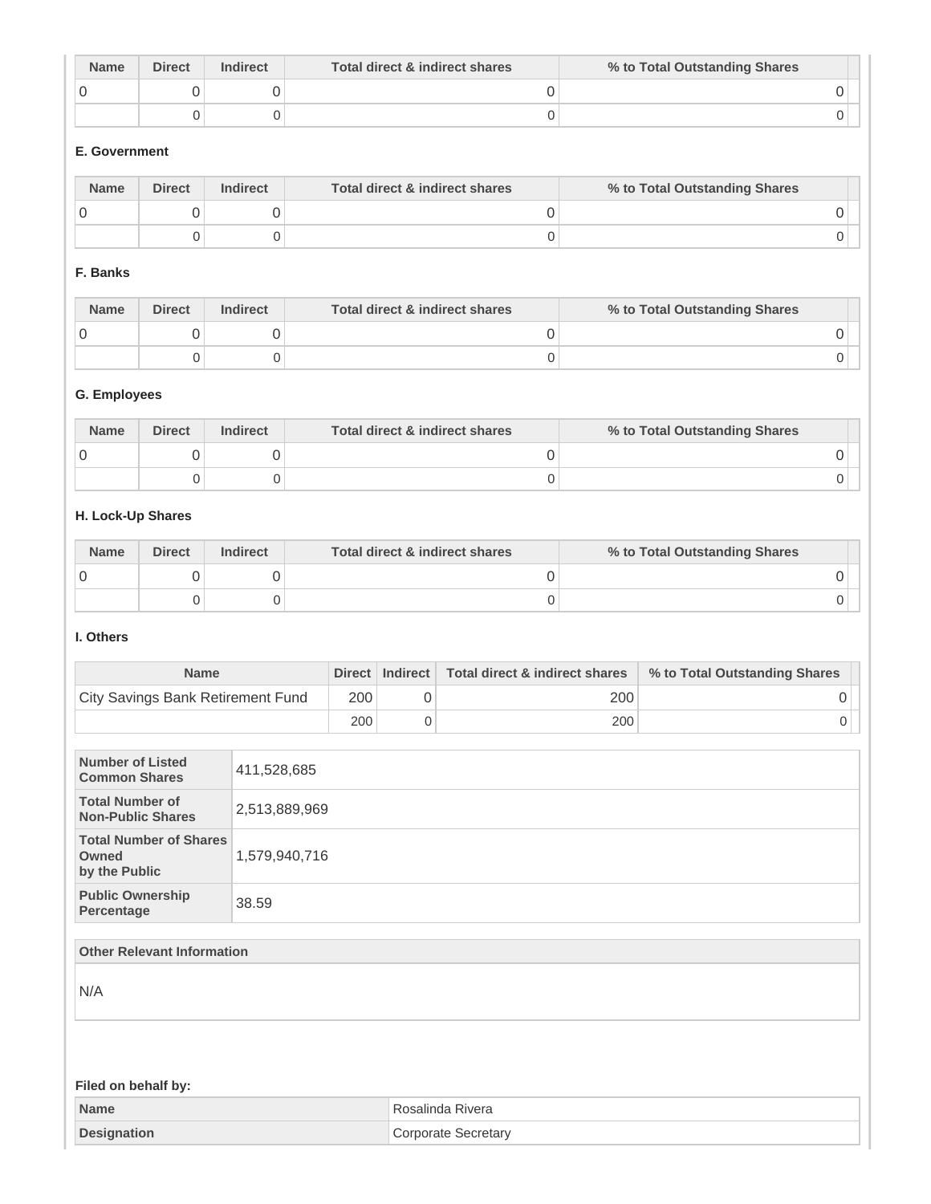| Name | Direct | Indirect | Total direct & indirect shares | % to Total Outstanding Shares |
|---|---|---|---|---|
| 0 | 0 | 0 | 0 | 0 |
| | 0 | 0 | 0 | 0 |

**E. Government**

| Name | Direct | Indirect | Total direct & indirect shares | % to Total Outstanding Shares |
|---|---|---|---|---|
| 0 | 0 | 0 | 0 | 0 |
| | 0 | 0 | 0 | 0 |

**F. Banks**

| Name | Direct | Indirect | Total direct & indirect shares | % to Total Outstanding Shares |
|---|---|---|---|---|
| 0 | 0 | 0 | 0 | 0 |
| | 0 | 0 | 0 | 0 |

**G. Employees**

| Name | Direct | Indirect | Total direct & indirect shares | % to Total Outstanding Shares |
|---|---|---|---|---|
| 0 | 0 | 0 | 0 | 0 |
| | 0 | 0 | 0 | 0 |

**H. Lock-Up Shares**

| Name | Direct | Indirect | Total direct & indirect shares | % to Total Outstanding Shares |
|---|---|---|---|---|
| 0 | 0 | 0 | 0 | 0 |
| | 0 | 0 | 0 | 0 |

**I. Others**

| Name | Direct | Indirect | Total direct & indirect shares | % to Total Outstanding Shares |
|---|---|---|---|---|
| City Savings Bank Retirement Fund | 200 | 0 | 200 | 0 |
| | 200 | 0 | 200 | 0 |

| | |
|---|---|
| **Number of Listed Common Shares** | 411,528,685 |
| **Total Number of Non-Public Shares** | 2,513,889,969 |
| **Total Number of Shares Owned by the Public** | 1,579,940,716 |
| **Public Ownership Percentage** | 38.59 |

**Other Relevant Information**

N/A

**Filed on behalf by:**

| | |
|---|---|
| **Name** | Rosalinda Rivera |
| **Designation** | Corporate Secretary |